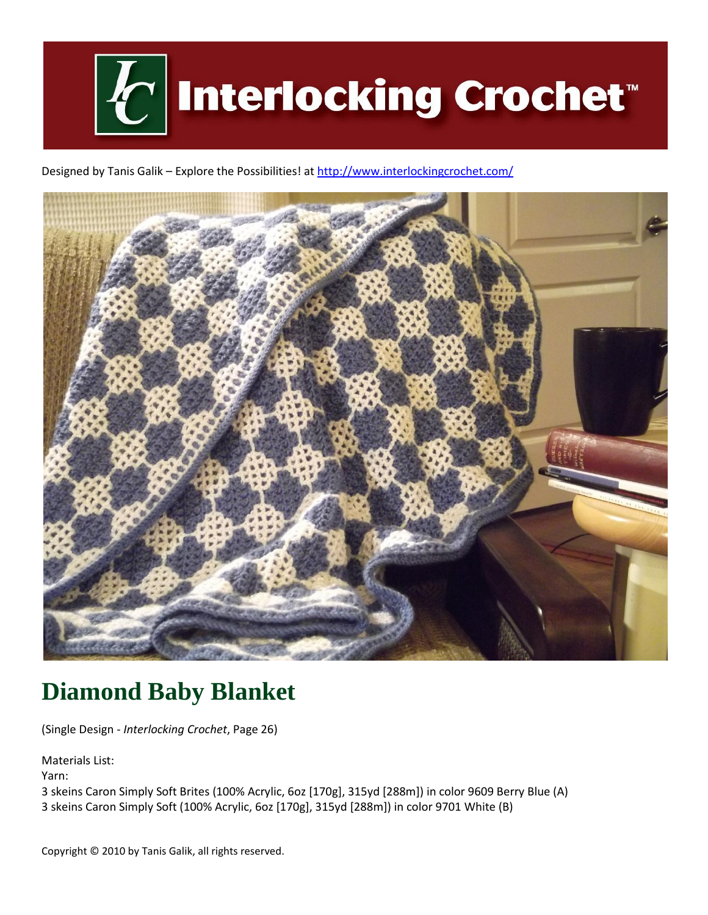# Interlocking Crochet™

Designed by Tanis Galik – Explore the Possibilities! at http://www.interlockingcrochet.com/

## Diamond Baby Blanket

(Single Design - *Interlocking Crochet*, Page 26)

Materials List:
Yarn:
3 skeins Caron Simply Soft Brites (100% Acrylic, 6oz [170g], 315yd [288m]) in color 9609 Berry Blue (A)
3 skeins Caron Simply Soft (100% Acrylic, 6oz [170g], 315yd [288m]) in color 9701 White (B)

Copyright © 2010 by Tanis Galik, all rights reserved.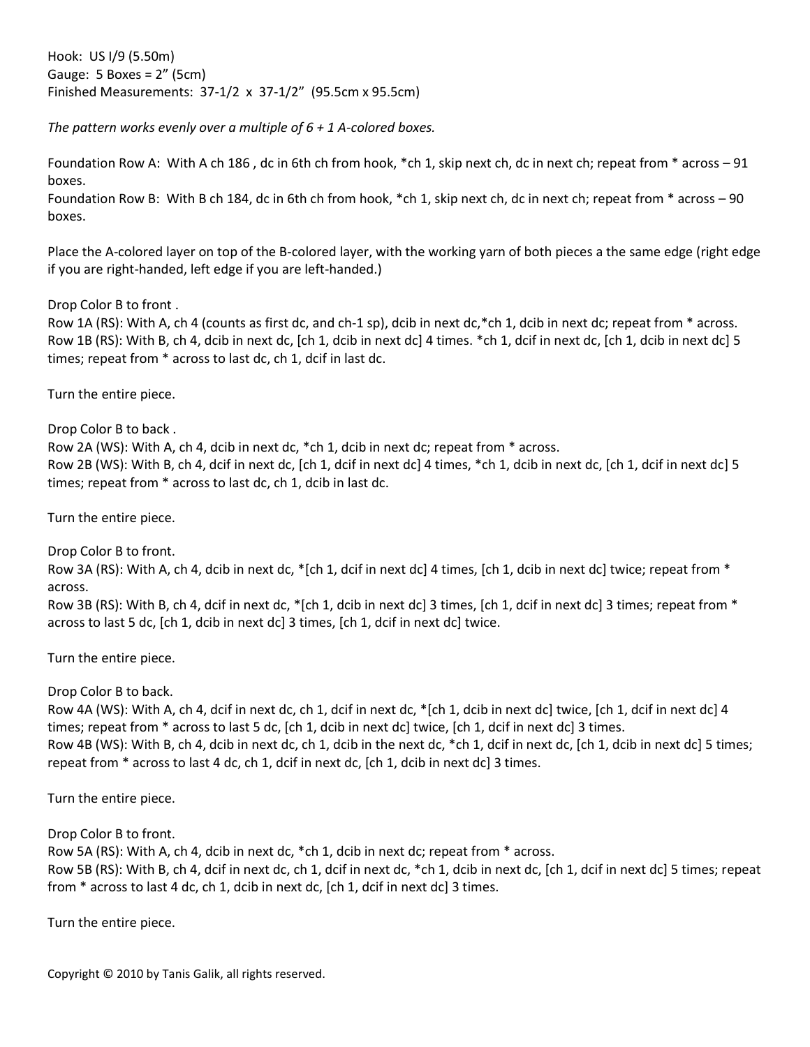Hook: US I/9 (5.50m)
Gauge: 5 Boxes = 2" (5cm)
Finished Measurements: 37-1/2 x 37-1/2" (95.5cm x 95.5cm)

*The pattern works evenly over a multiple of 6 + 1 A-colored boxes.*

Foundation Row A: With A ch 186 , dc in 6th ch from hook, *ch 1, skip next ch, dc in next ch; repeat from * across – 91 boxes.
Foundation Row B: With B ch 184, dc in 6th ch from hook, *ch 1, skip next ch, dc in next ch; repeat from * across – 90 boxes.

Place the A-colored layer on top of the B-colored layer, with the working yarn of both pieces a the same edge (right edge if you are right-handed, left edge if you are left-handed.)

Drop Color B to front .
Row 1A (RS): With A, ch 4 (counts as first dc, and ch-1 sp), dcib in next dc,*ch 1, dcib in next dc; repeat from * across.
Row 1B (RS): With B, ch 4, dcib in next dc, [ch 1, dcib in next dc] 4 times. *ch 1, dcif in next dc, [ch 1, dcib in next dc] 5 times; repeat from * across to last dc, ch 1, dcif in last dc.

Turn the entire piece.

Drop Color B to back .
Row 2A (WS): With A, ch 4, dcib in next dc, *ch 1, dcib in next dc; repeat from * across.
Row 2B (WS): With B, ch 4, dcif in next dc, [ch 1, dcif in next dc] 4 times, *ch 1, dcib in next dc, [ch 1, dcif in next dc] 5 times; repeat from * across to last dc, ch 1, dcib in last dc.

Turn the entire piece.

Drop Color B to front.
Row 3A (RS): With A, ch 4, dcib in next dc, *[ch 1, dcif in next dc] 4 times, [ch 1, dcib in next dc] twice; repeat from * across.
Row 3B (RS): With B, ch 4, dcif in next dc, *[ch 1, dcib in next dc] 3 times, [ch 1, dcif in next dc] 3 times; repeat from * across to last 5 dc, [ch 1, dcib in next dc] 3 times, [ch 1, dcif in next dc] twice.

Turn the entire piece.

Drop Color B to back.
Row 4A (WS): With A, ch 4, dcif in next dc, ch 1, dcif in next dc, *[ch 1, dcib in next dc] twice, [ch 1, dcif in next dc] 4 times; repeat from * across to last 5 dc, [ch 1, dcib in next dc] twice, [ch 1, dcif in next dc] 3 times.
Row 4B (WS): With B, ch 4, dcib in next dc, ch 1, dcib in the next dc, *ch 1, dcif in next dc, [ch 1, dcib in next dc] 5 times; repeat from * across to last 4 dc, ch 1, dcif in next dc, [ch 1, dcib in next dc] 3 times.

Turn the entire piece.

Drop Color B to front.
Row 5A (RS): With A, ch 4, dcib in next dc, *ch 1, dcib in next dc; repeat from * across.
Row 5B (RS): With B, ch 4, dcif in next dc, ch 1, dcif in next dc, *ch 1, dcib in next dc, [ch 1, dcif in next dc] 5 times; repeat from * across to last 4 dc, ch 1, dcib in next dc, [ch 1, dcif in next dc] 3 times.

Turn the entire piece.

Copyright © 2010 by Tanis Galik, all rights reserved.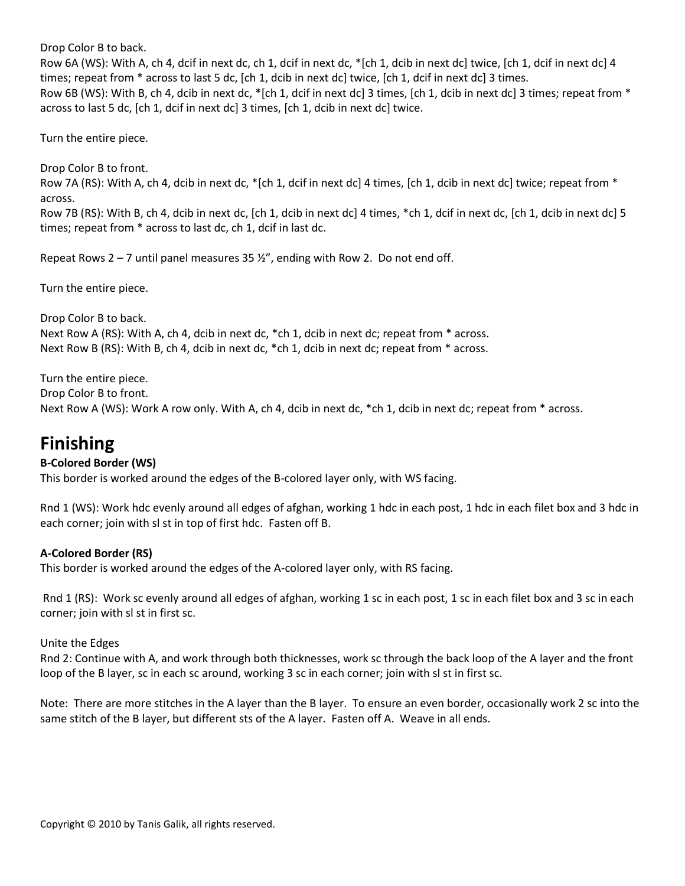Drop Color B to back.

Row 6A (WS): With A, ch 4, dcif in next dc, ch 1, dcif in next dc, *[ch 1, dcib in next dc] twice, [ch 1, dcif in next dc] 4 times; repeat from * across to last 5 dc, [ch 1, dcib in next dc] twice, [ch 1, dcif in next dc] 3 times.

Row 6B (WS): With B, ch 4, dcib in next dc, *[ch 1, dcif in next dc] 3 times, [ch 1, dcib in next dc] 3 times; repeat from * across to last 5 dc, [ch 1, dcif in next dc] 3 times, [ch 1, dcib in next dc] twice.

Turn the entire piece.

Drop Color B to front.

Row 7A (RS): With A, ch 4, dcib in next dc, *[ch 1, dcif in next dc] 4 times, [ch 1, dcib in next dc] twice; repeat from * across.

Row 7B (RS): With B, ch 4, dcib in next dc, [ch 1, dcib in next dc] 4 times, *ch 1, dcif in next dc, [ch 1, dcib in next dc] 5 times; repeat from * across to last dc, ch 1, dcif in last dc.

Repeat Rows 2 – 7 until panel measures 35 ½", ending with Row 2. Do not end off.

Turn the entire piece.

Drop Color B to back.

Next Row A (RS): With A, ch 4, dcib in next dc, *ch 1, dcib in next dc; repeat from * across.

Next Row B (RS): With B, ch 4, dcib in next dc, *ch 1, dcib in next dc; repeat from * across.

Turn the entire piece.

Drop Color B to front.

Next Row A (WS): Work A row only. With A, ch 4, dcib in next dc, *ch 1, dcib in next dc; repeat from * across.

# Finishing

**B-Colored Border (WS)**

This border is worked around the edges of the B-colored layer only, with WS facing.

Rnd 1 (WS): Work hdc evenly around all edges of afghan, working 1 hdc in each post, 1 hdc in each filet box and 3 hdc in each corner; join with sl st in top of first hdc. Fasten off B.

**A-Colored Border (RS)**

This border is worked around the edges of the A-colored layer only, with RS facing.

Rnd 1 (RS): Work sc evenly around all edges of afghan, working 1 sc in each post, 1 sc in each filet box and 3 sc in each corner; join with sl st in first sc.

Unite the Edges

Rnd 2: Continue with A, and work through both thicknesses, work sc through the back loop of the A layer and the front loop of the B layer, sc in each sc around, working 3 sc in each corner; join with sl st in first sc.

Note: There are more stitches in the A layer than the B layer. To ensure an even border, occasionally work 2 sc into the same stitch of the B layer, but different sts of the A layer. Fasten off A. Weave in all ends.

Copyright © 2010 by Tanis Galik, all rights reserved.